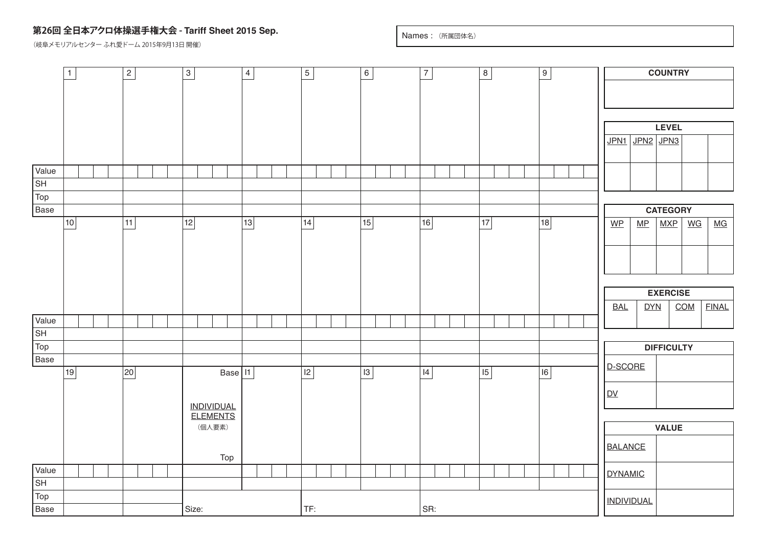# 第26回 全日本アクロ体操選手権大会 - Tariff Sheet 2015 Sep.

（岐阜メモリアルセンター ふれ愛ドーム 2015年9月13日 開催）

Names : （所属団体名）

| | 1 | 2 | 3 | 4 | 5 | 6 | 7 | 8 | 9 |
|---|---|---|---|---|---|---|---|---|---|
| | | | | | | | | | |
| Value | | | | | | | | | |
| SH | | | | | | | | | |
| Top | | | | | | | | | |
| Base | | | | | | | | | |

| | 10 | 11 | 12 | 13 | 14 | 15 | 16 | 17 | 18 |
|---|---|---|---|---|---|---|---|---|---|
| | | | | | | | | | |
| Value | | | | | | | | | |
| SH | | | | | | | | | |
| Top | | | | | | | | | |
| Base | | | | | | | | | |

| | 19 | 20 | INDIVIDUAL ELEMENTS（個人要素） Base / Top | I1 | I2 | I3 | I4 | I5 | I6 |
|---|---|---|---|---|---|---|---|---|---|
| | | | | | | | | | |
| Value | | | | | | | | | |
| SH | | | | | | | | | |
| Top | | | | | | | | | |
| Base | | | Size: | | TF: | | SR: | | |

| COUNTRY |
|---|
| |

| LEVEL | | | | |
|---|---|---|---|---|
| JPN1 | JPN2 | JPN3 | | |
| | | | | |

| CATEGORY | | | | |
|---|---|---|---|---|
| WP | MP | MXP | WG | MG |
| | | | | |

| EXERCISE | | | |
|---|---|---|---|
| BAL | DYN | COM | FINAL |

| DIFFICULTY | |
|---|---|
| D-SCORE | |
| DV | |

| VALUE | |
|---|---|
| BALANCE | |
| DYNAMIC | |
| INDIVIDUAL | |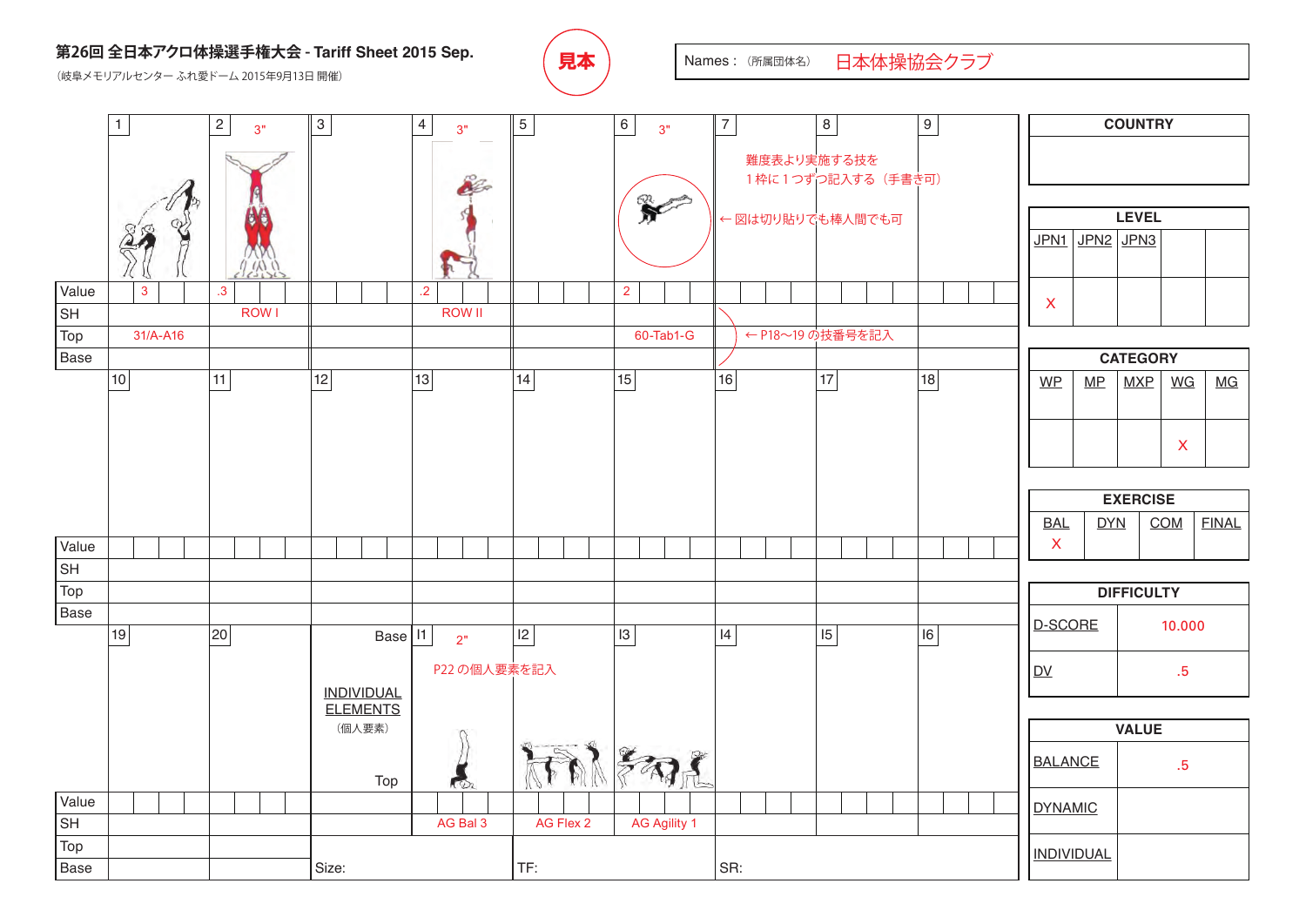# 第26回 全日本アクロ体操選手権大会 - Tariff Sheet 2015 Sep.

（岐阜メモリアルセンター ふれ愛ドーム 2015年9月13日 開催）

**見本**

Names：（所属団体名） 日本体操協会クラブ

| | 1 | 2 | 3 | 4 | 5 | 6 | 7 | 8 | 9 |
|---|---|---|---|---|---|---|---|---|---|
| | | 3" | | 3" | | 3" | 難度表より実施する技を1枠に1つずつ記入する（手書き可） ←図は切り貼りでも棒人間でも可 | | |
| Value | 3 | .3 | | .2 | | 2 | | | |
| SH | | ROW I | | ROW II | | | | | |
| Top | 31/A-A16 | | | | | 60-Tab1-G | ←P18〜19の技番号を記入 | | |
| Base | | | | | | | | | |

| | 10 | 11 | 12 | 13 | 14 | 15 | 16 | 17 | 18 |
|---|---|---|---|---|---|---|---|---|---|
| Value | | | | | | | | | |
| SH | | | | | | | | | |
| Top | | | | | | | | | |
| Base | | | | | | | | | |

| | 19 | 20 | INDIVIDUAL ELEMENTS（個人要素） | I1 | I2 | I3 | I4 | I5 | I6 |
|---|---|---|---|---|---|---|---|---|---|
| | | | Base / Top | 2" P22の個人要素を記入 | | | | | |
| Value | | | | | | | | | |
| SH | | | | AG Bal 3 | AG Flex 2 | AG Agility 1 | | | |
| Top | | | Size: | | TF: | | SR: | | |
| Base | | | | | | | | | |

| COUNTRY |
|---|
| |

| LEVEL | | | | |
|---|---|---|---|---|
| JPN1 | JPN2 | JPN3 | | |
| X | | | | |

| CATEGORY | | | | |
|---|---|---|---|---|
| WP | MP | MXP | WG | MG |
| | | | X | |

| EXERCISE | | | |
|---|---|---|---|
| BAL | DYN | COM | FINAL |
| X | | | |

| DIFFICULTY | |
|---|---|
| D-SCORE | 10.000 |
| DV | .5 |

| VALUE | |
|---|---|
| BALANCE | .5 |
| DYNAMIC | |
| INDIVIDUAL | |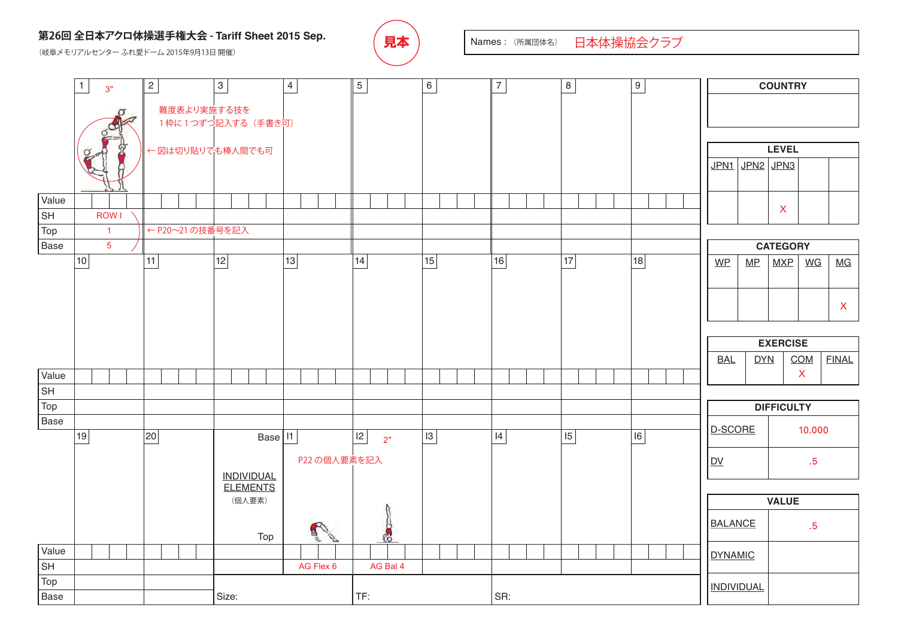# 第26回 全日本アクロ体操選手権大会 - Tariff Sheet 2015 Sep.

（岐阜メモリアルセンター ふれ愛ドーム 2015年9月13日 開催）

見本

Names：（所属団体名） 日本体操協会クラブ

| | 1 | 2 | 3 | 4 | 5 | 6 | 7 | 8 | 9 |
|---|---|---|---|---|---|---|---|---|---|
| | 3" | 難度表より実施する技を 1枠に1つずつ記入する（手書き可） ←図は切り貼りでも棒人間でも可 | | | | | | | |
| Value | | | | | | | | | |
| SH | ROW I | | | | | | | | |
| Top | 1 | ←P20〜21の技番号を記入 | | | | | | | |
| Base | 5 | | | | | | | | |

| | 10 | 11 | 12 | 13 | 14 | 15 | 16 | 17 | 18 |
|---|---|---|---|---|---|---|---|---|---|
| Value | | | | | | | | | |
| SH | | | | | | | | | |
| Top | | | | | | | | | |
| Base | | | | | | | | | |

| | 19 | 20 | Base / INDIVIDUAL ELEMENTS（個人要素）/ Top | I1 | I2 | I3 | I4 | I5 | I6 |
|---|---|---|---|---|---|---|---|---|---|
| | | | | P22の個人要素を記入 | 2" | | | | |
| Value | | | | | | | | | |
| SH | | | | AG Flex 6 | AG Bal 4 | | | | |
| Top | | | Size: | | TF: | | SR: | | |
| Base | | | | | | | | | |

**COUNTRY**

**LEVEL**

| JPN1 | JPN2 | JPN3 | | |
|---|---|---|---|---|
| | | X | | |

**CATEGORY**

| WP | MP | MXP | WG | MG |
|---|---|---|---|---|
| | | | | X |

**EXERCISE**

| BAL | DYN | COM | FINAL |
|---|---|---|---|
| | | X | |

**DIFFICULTY**

| | |
|---|---|
| D-SCORE | 10.000 |
| DV | .5 |

**VALUE**

| | |
|---|---|
| BALANCE | .5 |
| DYNAMIC | |
| INDIVIDUAL | |